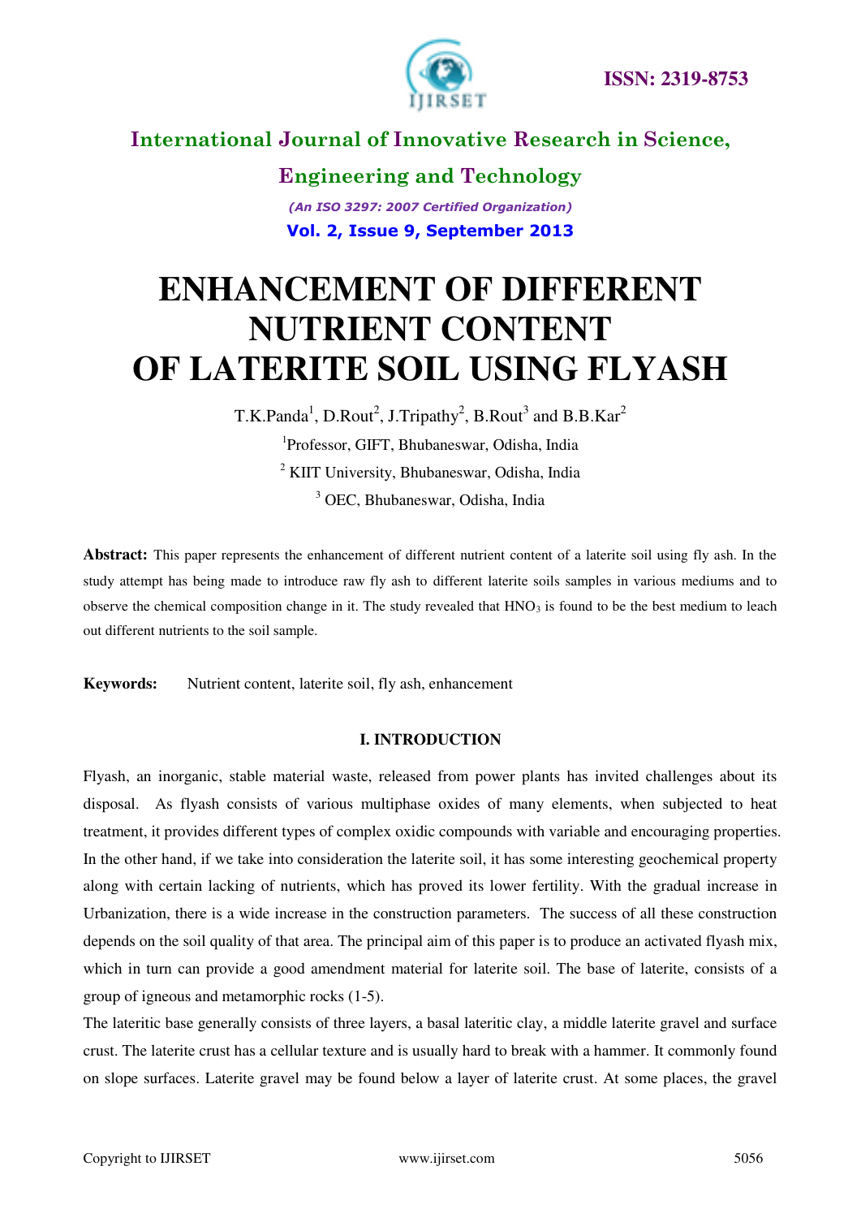# ENHANCEMENT OF DIFFERENT NUTRIENT CONTENT OF LATERITE SOIL USING FLYASH

T.K.Panda[1], D.Rout[2], J.Tripathy[2], B.Rout[3] and B.B.Kar[2]

[1]Professor, GIFT, Bhubaneswar, Odisha, India

[2] KIIT University, Bhubaneswar, Odisha, India

[3] OEC, Bhubaneswar, Odisha, India

**Abstract:** This paper represents the enhancement of different nutrient content of a laterite soil using fly ash. In the study attempt has being made to introduce raw fly ash to different laterite soils samples in various mediums and to observe the chemical composition change in it. The study revealed that $HNO_3$ is found to be the best medium to leach out different nutrients to the soil sample.

**Keywords:** Nutrient content, laterite soil, fly ash, enhancement

## I. INTRODUCTION

Flyash, an inorganic, stable material waste, released from power plants has invited challenges about its disposal. As flyash consists of various multiphase oxides of many elements, when subjected to heat treatment, it provides different types of complex oxidic compounds with variable and encouraging properties. In the other hand, if we take into consideration the laterite soil, it has some interesting geochemical property along with certain lacking of nutrients, which has proved its lower fertility. With the gradual increase in Urbanization, there is a wide increase in the construction parameters. The success of all these construction depends on the soil quality of that area. The principal aim of this paper is to produce an activated flyash mix, which in turn can provide a good amendment material for laterite soil. The base of laterite, consists of a group of igneous and metamorphic rocks (1-5).

The lateritic base generally consists of three layers, a basal lateritic clay, a middle laterite gravel and surface crust. The laterite crust has a cellular texture and is usually hard to break with a hammer. It commonly found on slope surfaces. Laterite gravel may be found below a layer of laterite crust. At some places, the gravel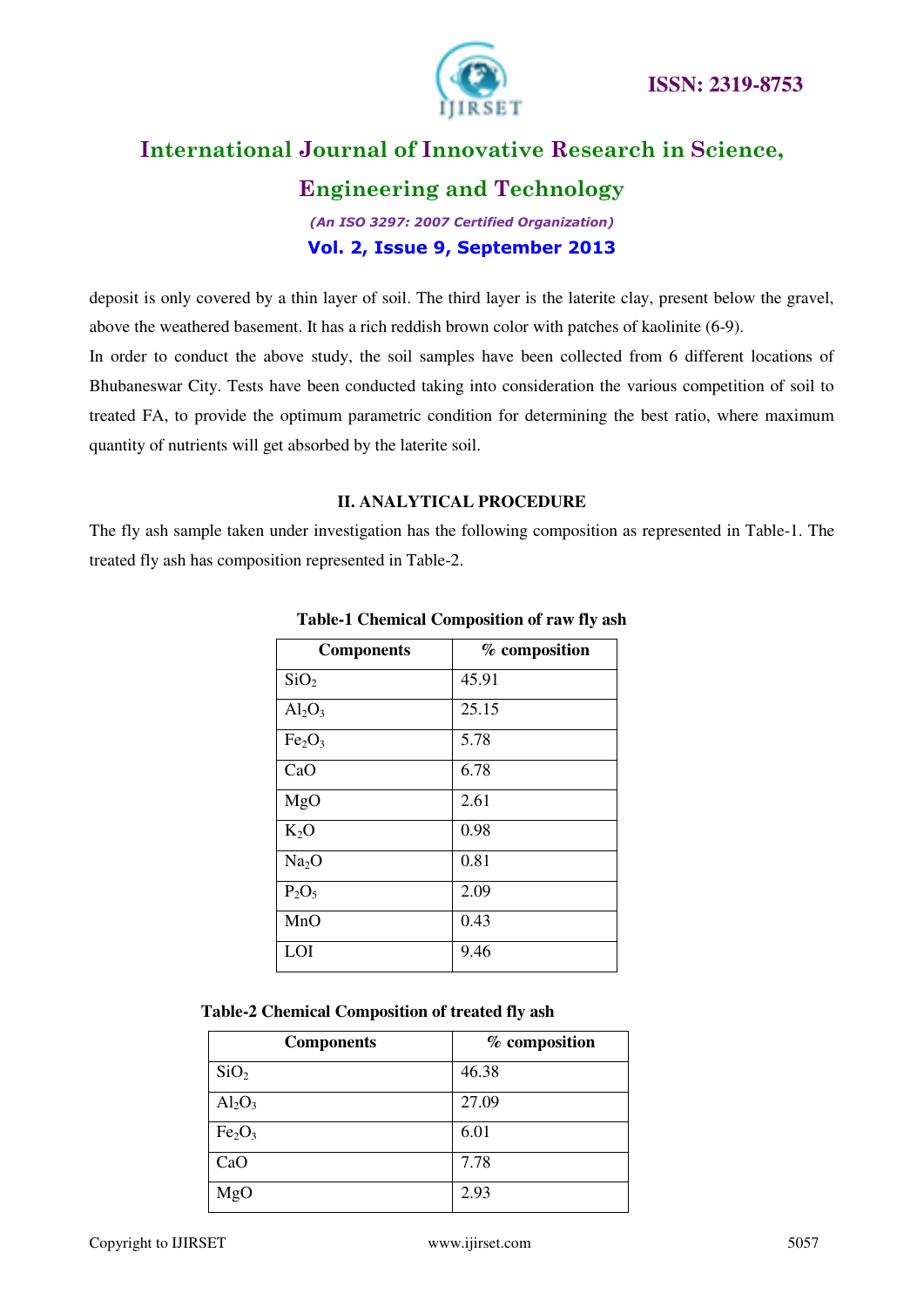deposit is only covered by a thin layer of soil. The third layer is the laterite clay, present below the gravel, above the weathered basement. It has a rich reddish brown color with patches of kaolinite (6-9).

In order to conduct the above study, the soil samples have been collected from 6 different locations of Bhubaneswar City. Tests have been conducted taking into consideration the various competition of soil to treated FA, to provide the optimum parametric condition for determining the best ratio, where maximum quantity of nutrients will get absorbed by the laterite soil.

## II. ANALYTICAL PROCEDURE

The fly ash sample taken under investigation has the following composition as represented in Table-1. The treated fly ash has composition represented in Table-2.

**Table-1 Chemical Composition of raw fly ash**

| Components | % composition |
|---|---|
| $SiO_2$ | 45.91 |
| $Al_2O_3$ | 25.15 |
| $Fe_2O_3$ | 5.78 |
| CaO | 6.78 |
| MgO | 2.61 |
| $K_2O$ | 0.98 |
| $Na_2O$ | 0.81 |
| $P_2O_5$ | 2.09 |
| MnO | 0.43 |
| LOI | 9.46 |

**Table-2 Chemical Composition of treated fly ash**

| Components | % composition |
|---|---|
| $SiO_2$ | 46.38 |
| $Al_2O_3$ | 27.09 |
| $Fe_2O_3$ | 6.01 |
| CaO | 7.78 |
| MgO | 2.93 |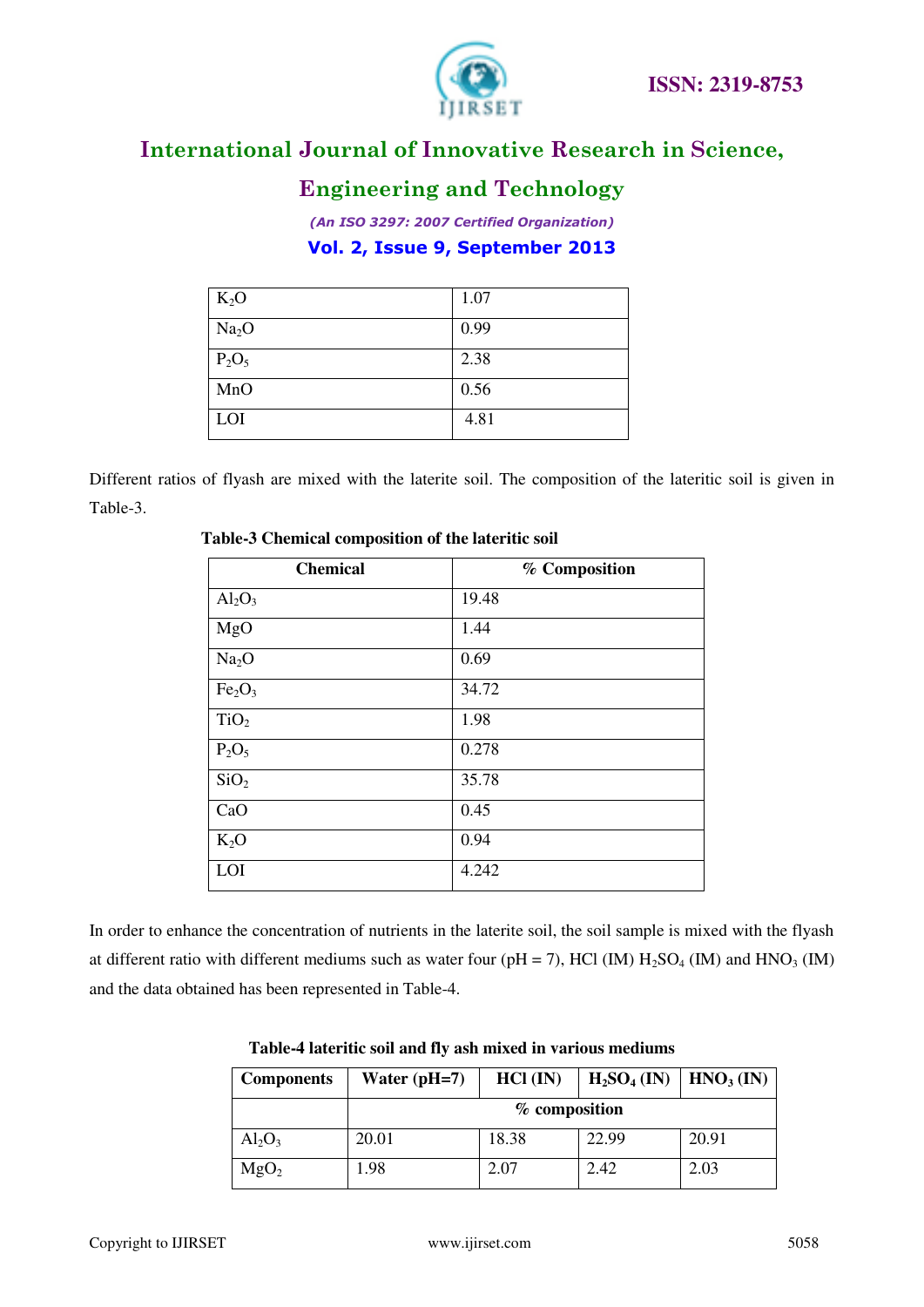| | |
|---|---|
| $K_2O$ | 1.07 |
| $Na_2O$ | 0.99 |
| $P_2O_5$ | 2.38 |
| MnO | 0.56 |
| LOI | 4.81 |

Different ratios of flyash are mixed with the laterite soil. The composition of the lateritic soil is given in Table-3.

**Table-3 Chemical composition of the lateritic soil**

| Chemical | % Composition |
|---|---|
| $Al_2O_3$ | 19.48 |
| MgO | 1.44 |
| $Na_2O$ | 0.69 |
| $Fe_2O_3$ | 34.72 |
| $TiO_2$ | 1.98 |
| $P_2O_5$ | 0.278 |
| $SiO_2$ | 35.78 |
| CaO | 0.45 |
| $K_2O$ | 0.94 |
| LOI | 4.242 |

In order to enhance the concentration of nutrients in the laterite soil, the soil sample is mixed with the flyash at different ratio with different mediums such as water four (pH = 7), HCl (IM) $H_2SO_4$ (IM) and $HNO_3$ (IM) and the data obtained has been represented in Table-4.

**Table-4 lateritic soil and fly ash mixed in various mediums**

| Components | Water (pH=7) | HCl (IN) | $H_2SO_4$ (IN) | $HNO_3$ (IN) |
|---|---|---|---|---|
| | % composition | | | |
| $Al_2O_3$ | 20.01 | 18.38 | 22.99 | 20.91 |
| $MgO_2$ | 1.98 | 2.07 | 2.42 | 2.03 |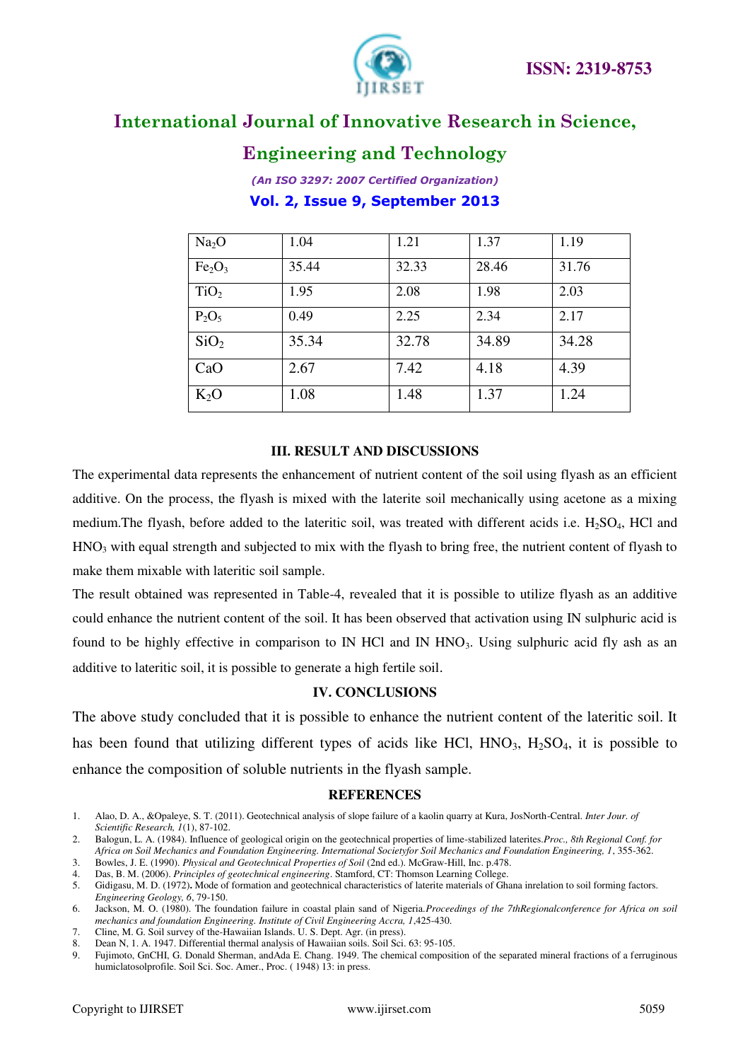| | | | | |
|---|---|---|---|---|
| $Na_2O$ | 1.04 | 1.21 | 1.37 | 1.19 |
| $Fe_2O_3$ | 35.44 | 32.33 | 28.46 | 31.76 |
| $TiO_2$ | 1.95 | 2.08 | 1.98 | 2.03 |
| $P_2O_5$ | 0.49 | 2.25 | 2.34 | 2.17 |
| $SiO_2$ | 35.34 | 32.78 | 34.89 | 34.28 |
| CaO | 2.67 | 7.42 | 4.18 | 4.39 |
| $K_2O$ | 1.08 | 1.48 | 1.37 | 1.24 |

## III. RESULT AND DISCUSSIONS

The experimental data represents the enhancement of nutrient content of the soil using flyash as an efficient additive. On the process, the flyash is mixed with the laterite soil mechanically using acetone as a mixing medium.The flyash, before added to the lateritic soil, was treated with different acids i.e. $H_2SO_4$, HCl and $HNO_3$ with equal strength and subjected to mix with the flyash to bring free, the nutrient content of flyash to make them mixable with lateritic soil sample.

The result obtained was represented in Table-4, revealed that it is possible to utilize flyash as an additive could enhance the nutrient content of the soil. It has been observed that activation using IN sulphuric acid is found to be highly effective in comparison to IN HCl and IN $HNO_3$. Using sulphuric acid fly ash as an additive to lateritic soil, it is possible to generate a high fertile soil.

## IV. CONCLUSIONS

The above study concluded that it is possible to enhance the nutrient content of the lateritic soil. It has been found that utilizing different types of acids like HCl, $HNO_3$, $H_2SO_4$, it is possible to enhance the composition of soluble nutrients in the flyash sample.

## REFERENCES

1. Alao, D. A., &Opaleye, S. T. (2011). Geotechnical analysis of slope failure of a kaolin quarry at Kura, JosNorth-Central. *Inter Jour. of Scientific Research, 1*(1), 87-102.
2. Balogun, L. A. (1984). Influence of geological origin on the geotechnical properties of lime-stabilized laterites.*Proc., 8th Regional Conf. for Africa on Soil Mechanics and Foundation Engineering. International Societyfor Soil Mechanics and Foundation Engineering, 1*, 355-362.
3. Bowles, J. E. (1990). *Physical and Geotechnical Properties of Soil* (2nd ed.). McGraw-Hill, Inc. p.478.
4. Das, B. M. (2006). *Principles of geotechnical engineering*. Stamford, CT: Thomson Learning College.
5. Gidigasu, M. D. (1972)**.** Mode of formation and geotechnical characteristics of laterite materials of Ghana inrelation to soil forming factors. *Engineering Geology, 6*, 79-150.
6. Jackson, M. O. (1980). The foundation failure in coastal plain sand of Nigeria.*Proceedings of the 7thRegionalconference for Africa on soil mechanics and foundation Engineering. Institute of Civil Engineering Accra, 1*,425-430.
7. Cline, M. G. Soil survey of the-Hawaiian Islands. U. S. Dept. Agr. (in press).
8. Dean N, 1. A. 1947. Differential thermal analysis of Hawaiian soils. Soil Sci. 63: 95-105.
9. Fujimoto, GnCHI, G. Donald Sherman, andAda E. Chang. 1949. The chemical composition of the separated mineral fractions of a ferruginous humiclatosolprofile. Soil Sci. Soc. Amer., Proc. ( 1948) 13: in press.